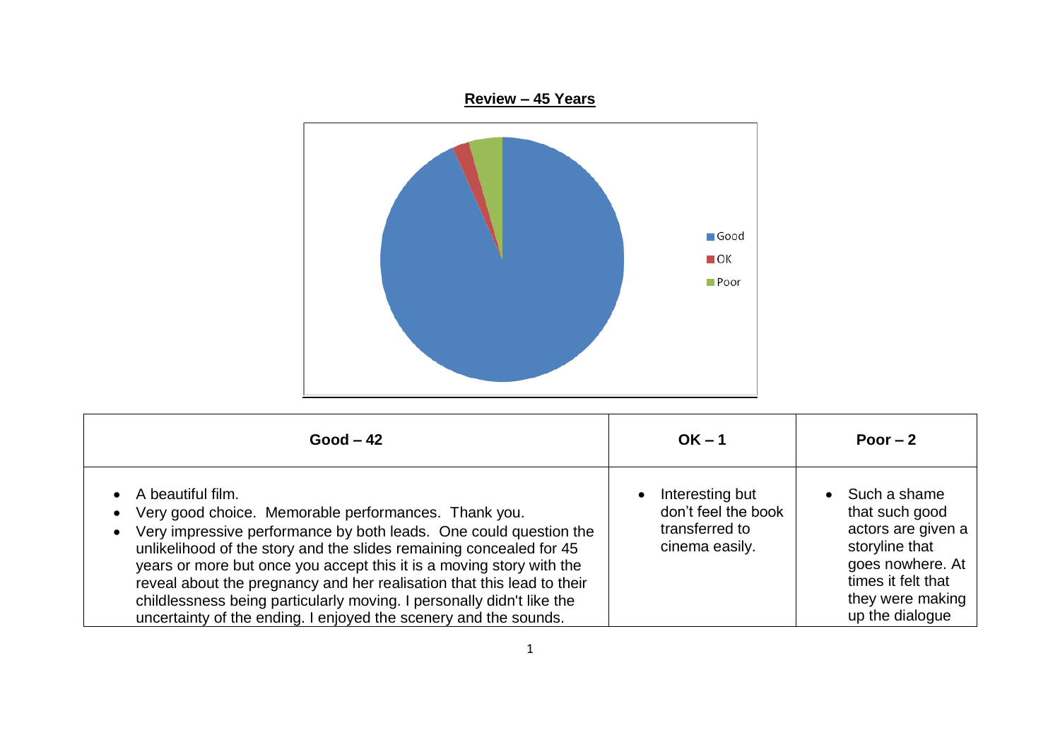**Review – 45 Years**

| Good – 42 | OK – 1 | Poor – 2 |
| --- | --- | --- |
| • A beautiful film.<br>• Very good choice. Memorable performances. Thank you.<br>• Very impressive performance by both leads. One could question the unlikelihood of the story and the slides remaining concealed for 45 years or more but once you accept this it is a moving story with the reveal about the pregnancy and her realisation that this lead to their childlessness being particularly moving. I personally didn't like the uncertainty of the ending. I enjoyed the scenery and the sounds. | • Interesting but don't feel the book transferred to cinema easily. | • Such a shame that such good actors are given a storyline that goes nowhere. At times it felt that they were making up the dialogue |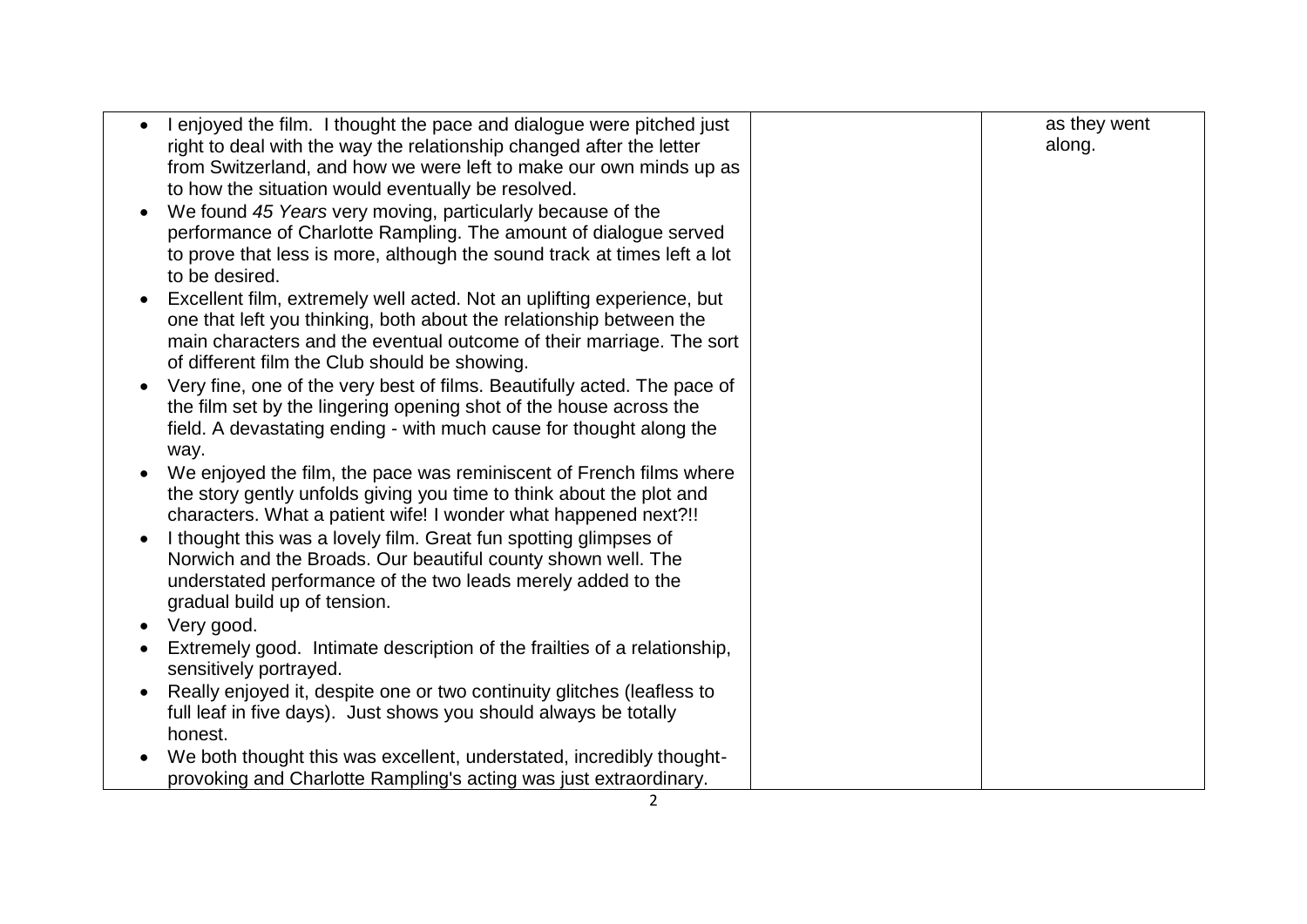| | | |
|---|---|---|
| • I enjoyed the film. I thought the pace and dialogue were pitched just right to deal with the way the relationship changed after the letter from Switzerland, and how we were left to make our own minds up as to how the situation would eventually be resolved.<br>• We found *45 Years* very moving, particularly because of the performance of Charlotte Rampling. The amount of dialogue served to prove that less is more, although the sound track at times left a lot to be desired.<br>• Excellent film, extremely well acted. Not an uplifting experience, but one that left you thinking, both about the relationship between the main characters and the eventual outcome of their marriage. The sort of different film the Club should be showing.<br>• Very fine, one of the very best of films. Beautifully acted. The pace of the film set by the lingering opening shot of the house across the field. A devastating ending - with much cause for thought along the way.<br>• We enjoyed the film, the pace was reminiscent of French films where the story gently unfolds giving you time to think about the plot and characters. What a patient wife! I wonder what happened next?!!<br>• I thought this was a lovely film. Great fun spotting glimpses of Norwich and the Broads. Our beautiful county shown well. The understated performance of the two leads merely added to the gradual build up of tension.<br>• Very good.<br>• Extremely good. Intimate description of the frailties of a relationship, sensitively portrayed.<br>• Really enjoyed it, despite one or two continuity glitches (leafless to full leaf in five days). Just shows you should always be totally honest.<br>• We both thought this was excellent, understated, incredibly thought-provoking and Charlotte Rampling's acting was just extraordinary. | | as they went along. |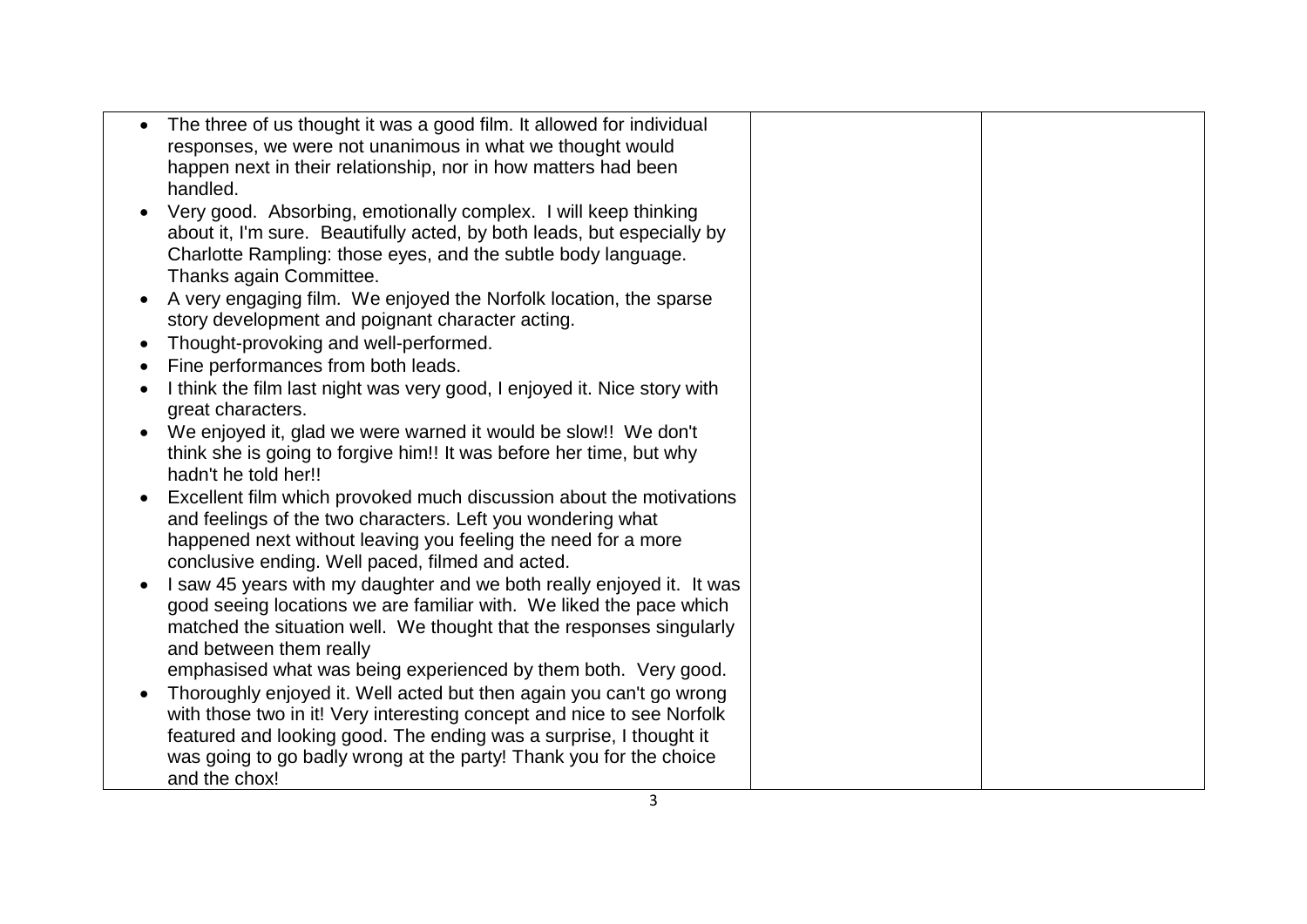| | | |
|---|---|---|
| • The three of us thought it was a good film. It allowed for individual responses, we were not unanimous in what we thought would happen next in their relationship, nor in how matters had been handled.<br>• Very good. Absorbing, emotionally complex. I will keep thinking about it, I'm sure. Beautifully acted, by both leads, but especially by Charlotte Rampling: those eyes, and the subtle body language. Thanks again Committee.<br>• A very engaging film. We enjoyed the Norfolk location, the sparse story development and poignant character acting.<br>• Thought-provoking and well-performed.<br>• Fine performances from both leads.<br>• I think the film last night was very good, I enjoyed it. Nice story with great characters.<br>• We enjoyed it, glad we were warned it would be slow!! We don't think she is going to forgive him!! It was before her time, but why hadn't he told her!!<br>• Excellent film which provoked much discussion about the motivations and feelings of the two characters. Left you wondering what happened next without leaving you feeling the need for a more conclusive ending. Well paced, filmed and acted.<br>• I saw 45 years with my daughter and we both really enjoyed it. It was good seeing locations we are familiar with. We liked the pace which matched the situation well. We thought that the responses singularly and between them really emphasised what was being experienced by them both. Very good.<br>• Thoroughly enjoyed it. Well acted but then again you can't go wrong with those two in it! Very interesting concept and nice to see Norfolk featured and looking good. The ending was a surprise, I thought it was going to go badly wrong at the party! Thank you for the choice and the chox! | | |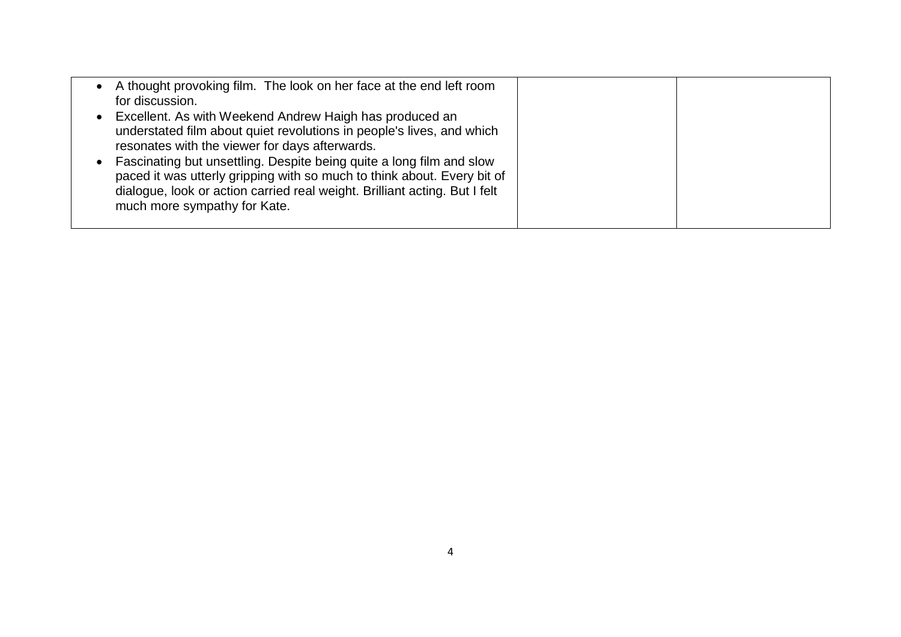| | | |
|---|---|---|
| • A thought provoking film. The look on her face at the end left room for discussion.<br>• Excellent. As with Weekend Andrew Haigh has produced an understated film about quiet revolutions in people's lives, and which resonates with the viewer for days afterwards.<br>• Fascinating but unsettling. Despite being quite a long film and slow paced it was utterly gripping with so much to think about. Every bit of dialogue, look or action carried real weight. Brilliant acting. But I felt much more sympathy for Kate. | | |